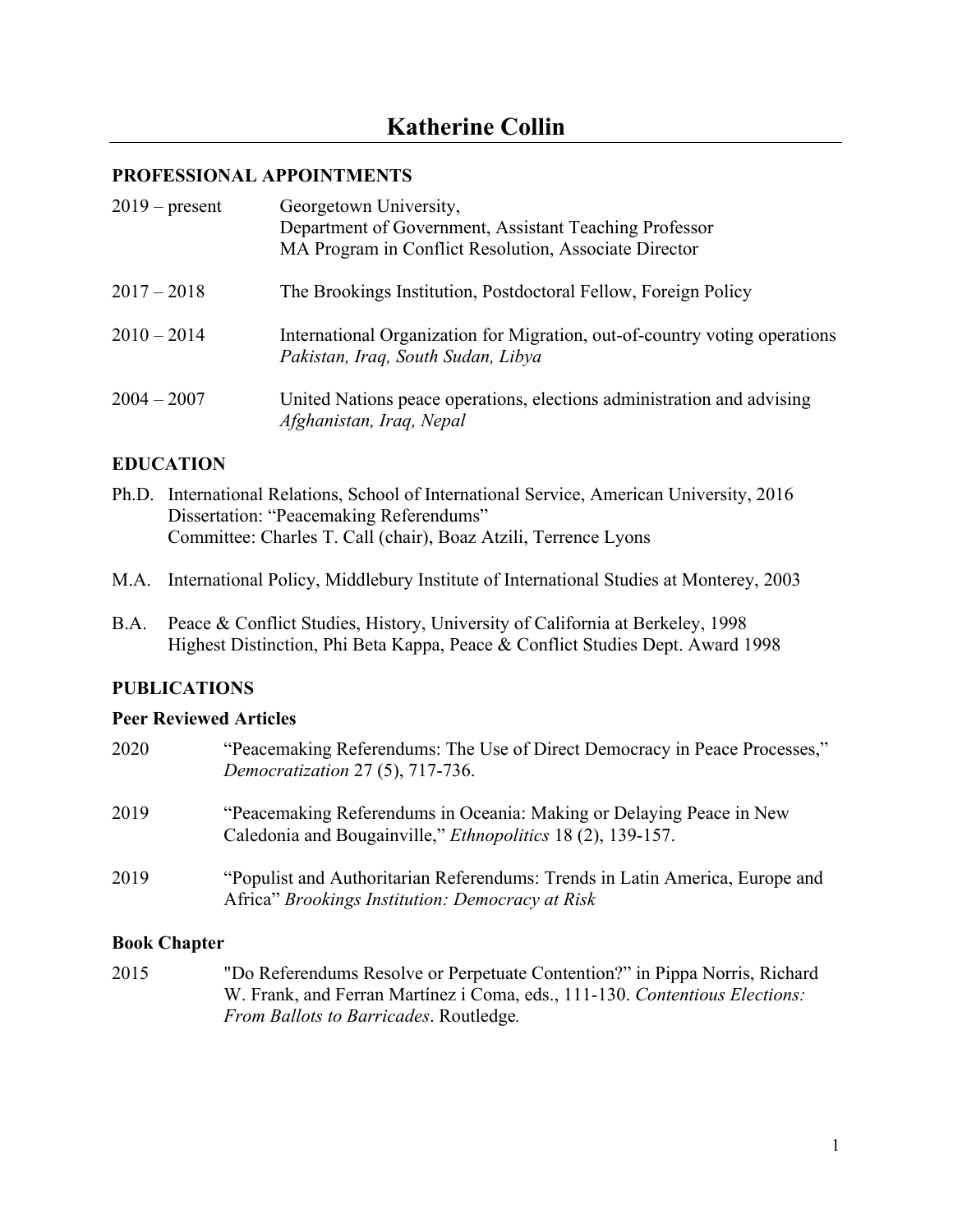# Katherine Collin

## PROFESSIONAL APPOINTMENTS

| | |
|---|---|
| 2019 – present | Georgetown University,<br>Department of Government, Assistant Teaching Professor<br>MA Program in Conflict Resolution, Associate Director |
| 2017 – 2018 | The Brookings Institution, Postdoctoral Fellow, Foreign Policy |
| 2010 – 2014 | International Organization for Migration, out-of-country voting operations<br>*Pakistan, Iraq, South Sudan, Libya* |
| 2004 – 2007 | United Nations peace operations, elections administration and advising<br>*Afghanistan, Iraq, Nepal* |

## EDUCATION

Ph.D. International Relations, School of International Service, American University, 2016
Dissertation: "Peacemaking Referendums"
Committee: Charles T. Call (chair), Boaz Atzili, Terrence Lyons

M.A. International Policy, Middlebury Institute of International Studies at Monterey, 2003

B.A. Peace & Conflict Studies, History, University of California at Berkeley, 1998
Highest Distinction, Phi Beta Kappa, Peace & Conflict Studies Dept. Award 1998

## PUBLICATIONS

### Peer Reviewed Articles

| | |
|---|---|
| 2020 | "Peacemaking Referendums: The Use of Direct Democracy in Peace Processes," *Democratization* 27 (5), 717-736. |
| 2019 | "Peacemaking Referendums in Oceania: Making or Delaying Peace in New Caledonia and Bougainville," *Ethnopolitics* 18 (2), 139-157. |
| 2019 | "Populist and Authoritarian Referendums: Trends in Latin America, Europe and Africa" *Brookings Institution: Democracy at Risk* |

### Book Chapter

| | |
|---|---|
| 2015 | "Do Referendums Resolve or Perpetuate Contention?" in Pippa Norris, Richard W. Frank, and Ferran Martínez i Coma, eds., 111-130. *Contentious Elections: From Ballots to Barricades*. Routledge. |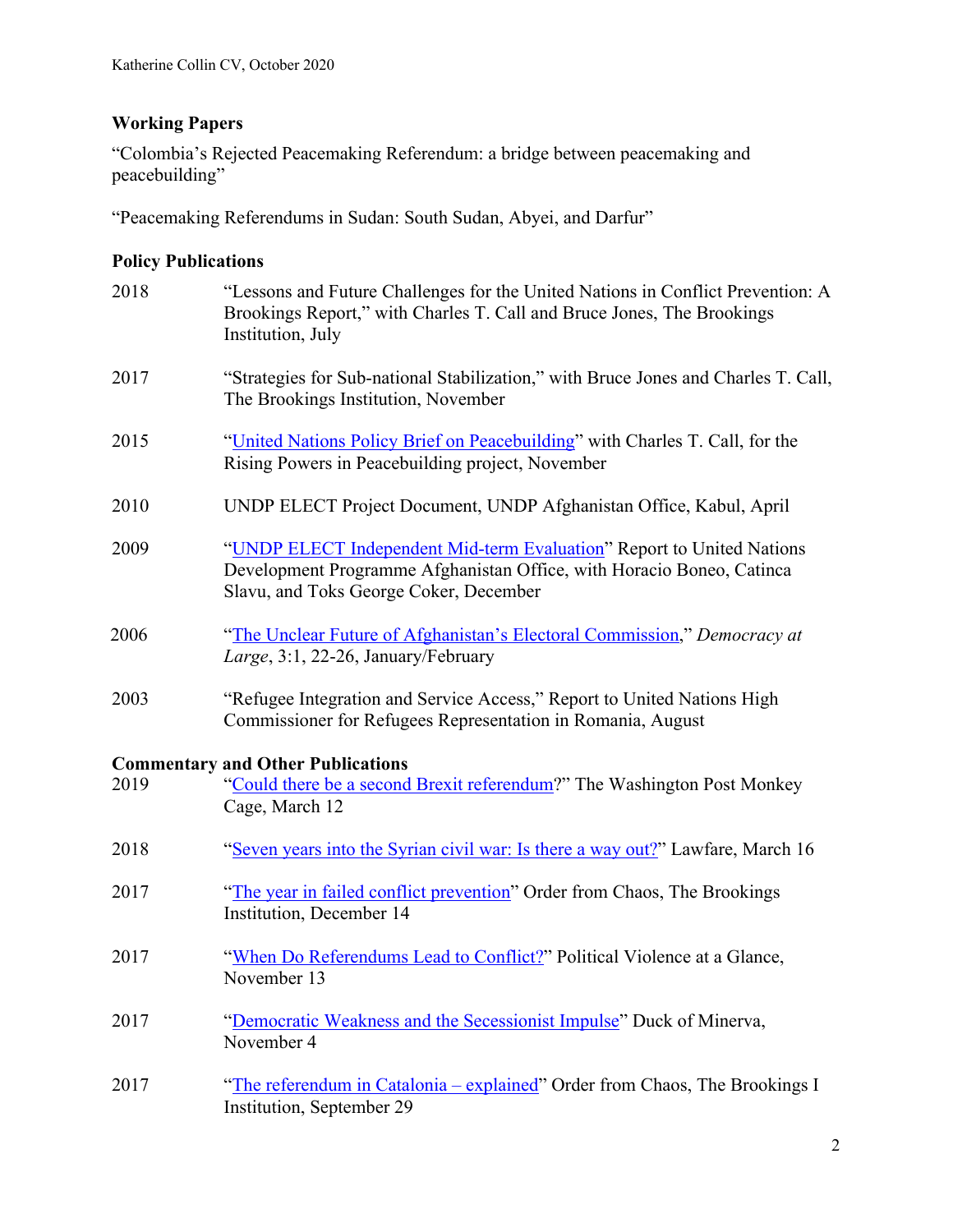## Working Papers

"Colombia's Rejected Peacemaking Referendum: a bridge between peacemaking and peacebuilding"

"Peacemaking Referendums in Sudan: South Sudan, Abyei, and Darfur"

## Policy Publications

2018 "Lessons and Future Challenges for the United Nations in Conflict Prevention: A Brookings Report," with Charles T. Call and Bruce Jones, The Brookings Institution, July

2017 "Strategies for Sub-national Stabilization," with Bruce Jones and Charles T. Call, The Brookings Institution, November

2015 "United Nations Policy Brief on Peacebuilding" with Charles T. Call, for the Rising Powers in Peacebuilding project, November

2010 UNDP ELECT Project Document, UNDP Afghanistan Office, Kabul, April

2009 "UNDP ELECT Independent Mid-term Evaluation" Report to United Nations Development Programme Afghanistan Office, with Horacio Boneo, Catinca Slavu, and Toks George Coker, December

2006 "The Unclear Future of Afghanistan's Electoral Commission," *Democracy at Large*, 3:1, 22-26, January/February

2003 "Refugee Integration and Service Access," Report to United Nations High Commissioner for Refugees Representation in Romania, August

## Commentary and Other Publications

2019 "Could there be a second Brexit referendum?" The Washington Post Monkey Cage, March 12

2018 "Seven years into the Syrian civil war: Is there a way out?" Lawfare, March 16

2017 "The year in failed conflict prevention" Order from Chaos, The Brookings Institution, December 14

2017 "When Do Referendums Lead to Conflict?" Political Violence at a Glance, November 13

2017 "Democratic Weakness and the Secessionist Impulse" Duck of Minerva, November 4

2017 "The referendum in Catalonia – explained" Order from Chaos, The Brookings I Institution, September 29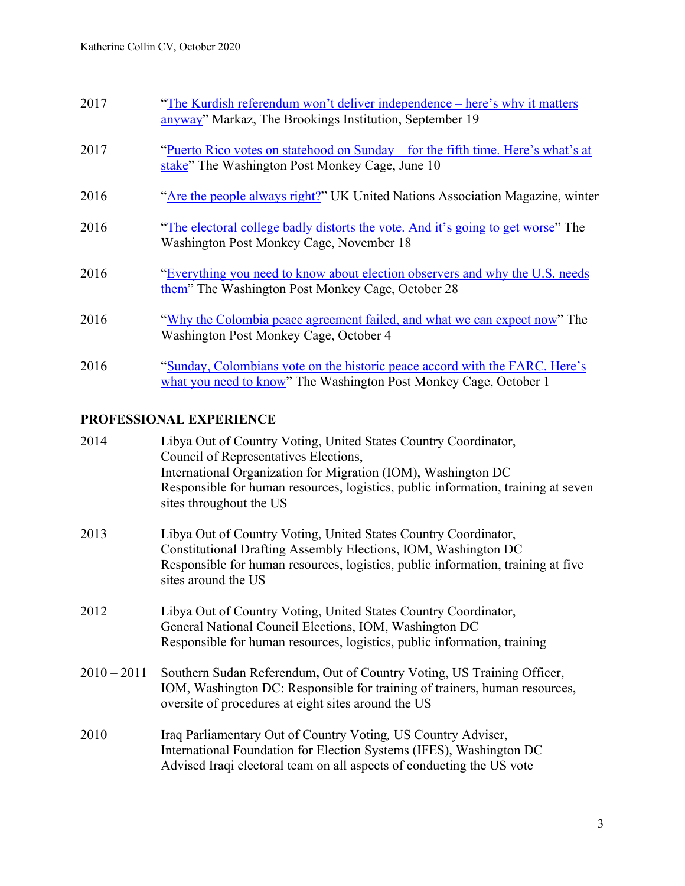2017 “The Kurdish referendum won’t deliver independence – here’s why it matters anyway” Markaz, The Brookings Institution, September 19

2017 “Puerto Rico votes on statehood on Sunday – for the fifth time. Here’s what’s at stake” The Washington Post Monkey Cage, June 10

2016 “Are the people always right?” UK United Nations Association Magazine, winter

2016 “The electoral college badly distorts the vote. And it’s going to get worse” The Washington Post Monkey Cage, November 18

2016 “Everything you need to know about election observers and why the U.S. needs them” The Washington Post Monkey Cage, October 28

2016 “Why the Colombia peace agreement failed, and what we can expect now” The Washington Post Monkey Cage, October 4

2016 “Sunday, Colombians vote on the historic peace accord with the FARC. Here’s what you need to know” The Washington Post Monkey Cage, October 1

## PROFESSIONAL EXPERIENCE

2014 Libya Out of Country Voting, United States Country Coordinator,
Council of Representatives Elections,
International Organization for Migration (IOM), Washington DC
Responsible for human resources, logistics, public information, training at seven sites throughout the US

2013 Libya Out of Country Voting, United States Country Coordinator,
Constitutional Drafting Assembly Elections, IOM, Washington DC
Responsible for human resources, logistics, public information, training at five sites around the US

2012 Libya Out of Country Voting, United States Country Coordinator,
General National Council Elections, IOM, Washington DC
Responsible for human resources, logistics, public information, training

2010 – 2011 Southern Sudan Referendum**,** Out of Country Voting, US Training Officer, IOM, Washington DC: Responsible for training of trainers, human resources, oversite of procedures at eight sites around the US

2010 Iraq Parliamentary Out of Country Voting*,* US Country Adviser,
International Foundation for Election Systems (IFES), Washington DC
Advised Iraqi electoral team on all aspects of conducting the US vote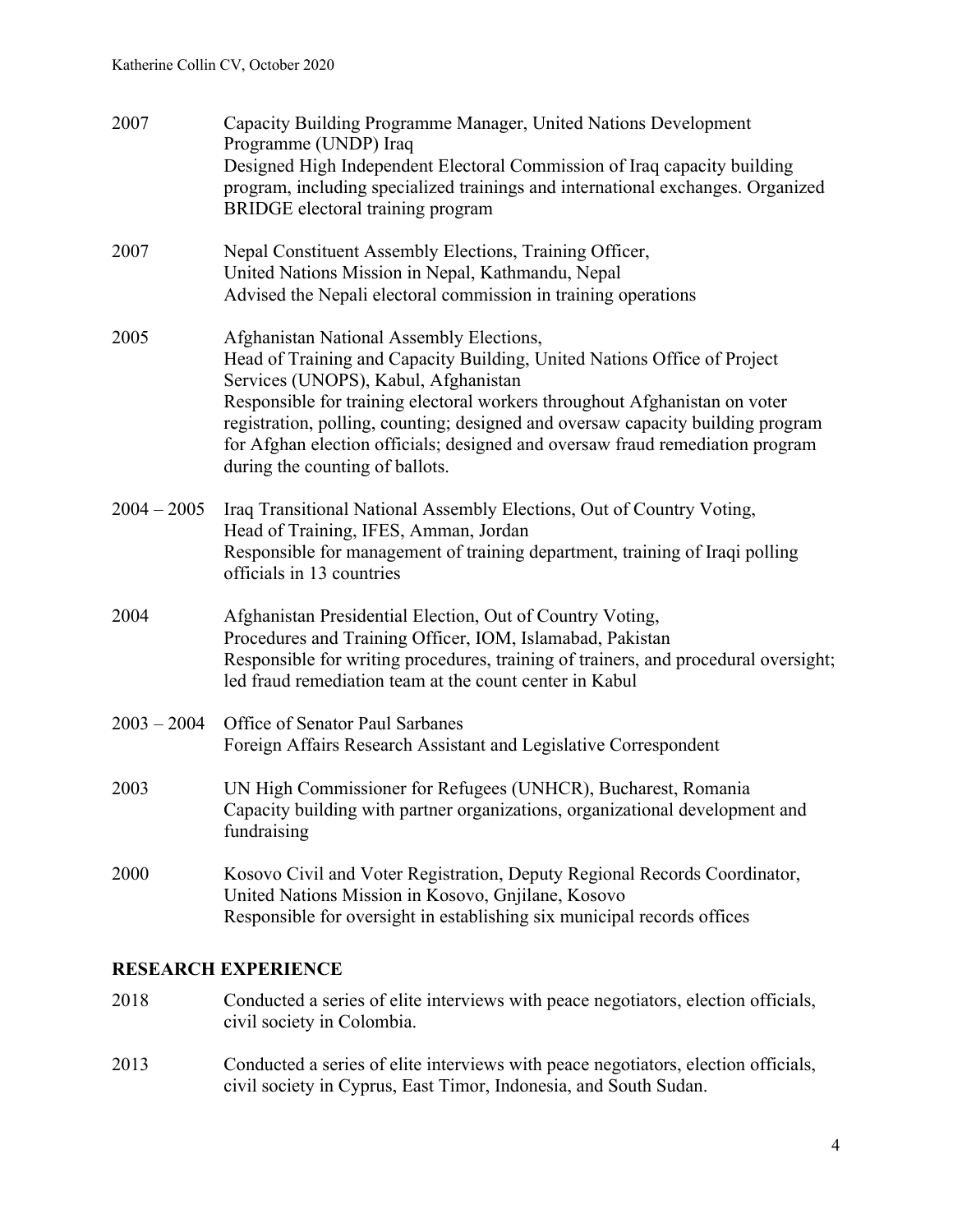2007 Capacity Building Programme Manager, United Nations Development Programme (UNDP) Iraq
Designed High Independent Electoral Commission of Iraq capacity building program, including specialized trainings and international exchanges. Organized BRIDGE electoral training program

2007 Nepal Constituent Assembly Elections, Training Officer,
United Nations Mission in Nepal, Kathmandu, Nepal
Advised the Nepali electoral commission in training operations

2005 Afghanistan National Assembly Elections,
Head of Training and Capacity Building, United Nations Office of Project Services (UNOPS), Kabul, Afghanistan
Responsible for training electoral workers throughout Afghanistan on voter registration, polling, counting; designed and oversaw capacity building program for Afghan election officials; designed and oversaw fraud remediation program during the counting of ballots.

2004 – 2005 Iraq Transitional National Assembly Elections, Out of Country Voting,
Head of Training, IFES, Amman, Jordan
Responsible for management of training department, training of Iraqi polling officials in 13 countries

2004 Afghanistan Presidential Election, Out of Country Voting,
Procedures and Training Officer, IOM, Islamabad, Pakistan
Responsible for writing procedures, training of trainers, and procedural oversight; led fraud remediation team at the count center in Kabul

2003 – 2004 Office of Senator Paul Sarbanes
Foreign Affairs Research Assistant and Legislative Correspondent

2003 UN High Commissioner for Refugees (UNHCR), Bucharest, Romania
Capacity building with partner organizations, organizational development and fundraising

2000 Kosovo Civil and Voter Registration, Deputy Regional Records Coordinator,
United Nations Mission in Kosovo, Gnjilane, Kosovo
Responsible for oversight in establishing six municipal records offices

## RESEARCH EXPERIENCE

2018 Conducted a series of elite interviews with peace negotiators, election officials, civil society in Colombia.

2013 Conducted a series of elite interviews with peace negotiators, election officials, civil society in Cyprus, East Timor, Indonesia, and South Sudan.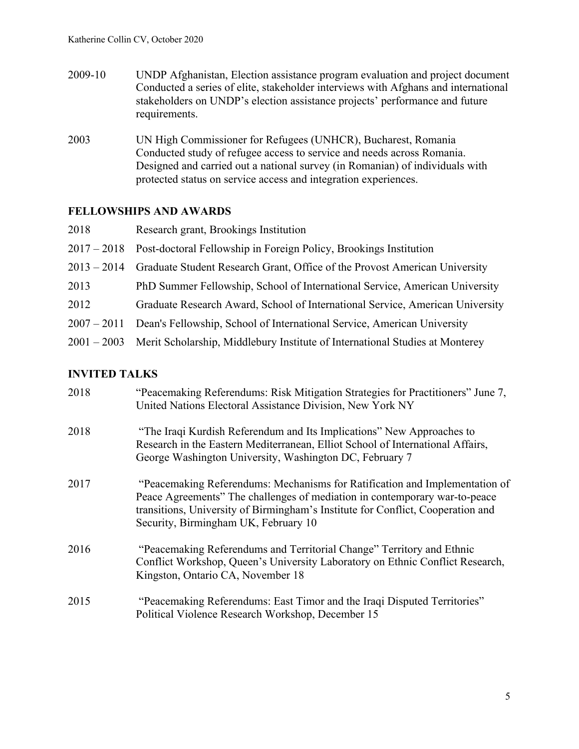2009-10 UNDP Afghanistan, Election assistance program evaluation and project document
Conducted a series of elite, stakeholder interviews with Afghans and international stakeholders on UNDP's election assistance projects' performance and future requirements.

2003 UN High Commissioner for Refugees (UNHCR), Bucharest, Romania
Conducted study of refugee access to service and needs across Romania. Designed and carried out a national survey (in Romanian) of individuals with protected status on service access and integration experiences.

## FELLOWSHIPS AND AWARDS

2018 Research grant, Brookings Institution

2017 – 2018 Post-doctoral Fellowship in Foreign Policy, Brookings Institution

2013 – 2014 Graduate Student Research Grant, Office of the Provost American University

2013 PhD Summer Fellowship, School of International Service, American University

2012 Graduate Research Award, School of International Service, American University

2007 – 2011 Dean's Fellowship, School of International Service, American University

2001 – 2003 Merit Scholarship, Middlebury Institute of International Studies at Monterey

## INVITED TALKS

2018 "Peacemaking Referendums: Risk Mitigation Strategies for Practitioners" June 7, United Nations Electoral Assistance Division, New York NY

2018 "The Iraqi Kurdish Referendum and Its Implications" New Approaches to Research in the Eastern Mediterranean, Elliot School of International Affairs, George Washington University, Washington DC, February 7

2017 "Peacemaking Referendums: Mechanisms for Ratification and Implementation of Peace Agreements" The challenges of mediation in contemporary war-to-peace transitions, University of Birmingham's Institute for Conflict, Cooperation and Security, Birmingham UK, February 10

2016 "Peacemaking Referendums and Territorial Change" Territory and Ethnic Conflict Workshop, Queen's University Laboratory on Ethnic Conflict Research, Kingston, Ontario CA, November 18

2015 "Peacemaking Referendums: East Timor and the Iraqi Disputed Territories" Political Violence Research Workshop, December 15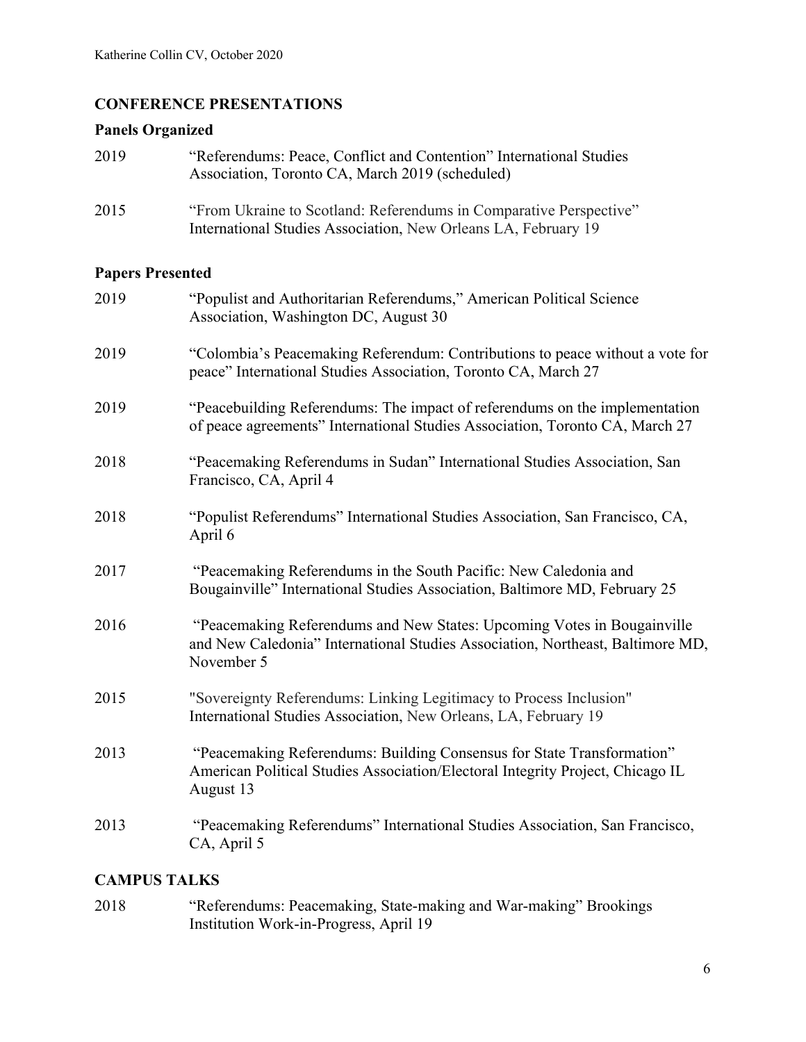## CONFERENCE PRESENTATIONS

### Panels Organized

2019 “Referendums: Peace, Conflict and Contention” International Studies Association, Toronto CA, March 2019 (scheduled)

2015 “From Ukraine to Scotland: Referendums in Comparative Perspective” International Studies Association, New Orleans LA, February 19

### Papers Presented

2019 “Populist and Authoritarian Referendums,” American Political Science Association, Washington DC, August 30

2019 “Colombia’s Peacemaking Referendum: Contributions to peace without a vote for peace” International Studies Association, Toronto CA, March 27

2019 “Peacebuilding Referendums: The impact of referendums on the implementation of peace agreements” International Studies Association, Toronto CA, March 27

2018 “Peacemaking Referendums in Sudan” International Studies Association, San Francisco, CA, April 4

2018 “Populist Referendums” International Studies Association, San Francisco, CA, April 6

2017 “Peacemaking Referendums in the South Pacific: New Caledonia and Bougainville” International Studies Association, Baltimore MD, February 25

2016 “Peacemaking Referendums and New States: Upcoming Votes in Bougainville and New Caledonia” International Studies Association, Northeast, Baltimore MD, November 5

2015 "Sovereignty Referendums: Linking Legitimacy to Process Inclusion" International Studies Association, New Orleans, LA, February 19

2013 “Peacemaking Referendums: Building Consensus for State Transformation” American Political Studies Association/Electoral Integrity Project, Chicago IL August 13

2013 “Peacemaking Referendums” International Studies Association, San Francisco, CA, April 5

## CAMPUS TALKS

2018 “Referendums: Peacemaking, State-making and War-making” Brookings Institution Work-in-Progress, April 19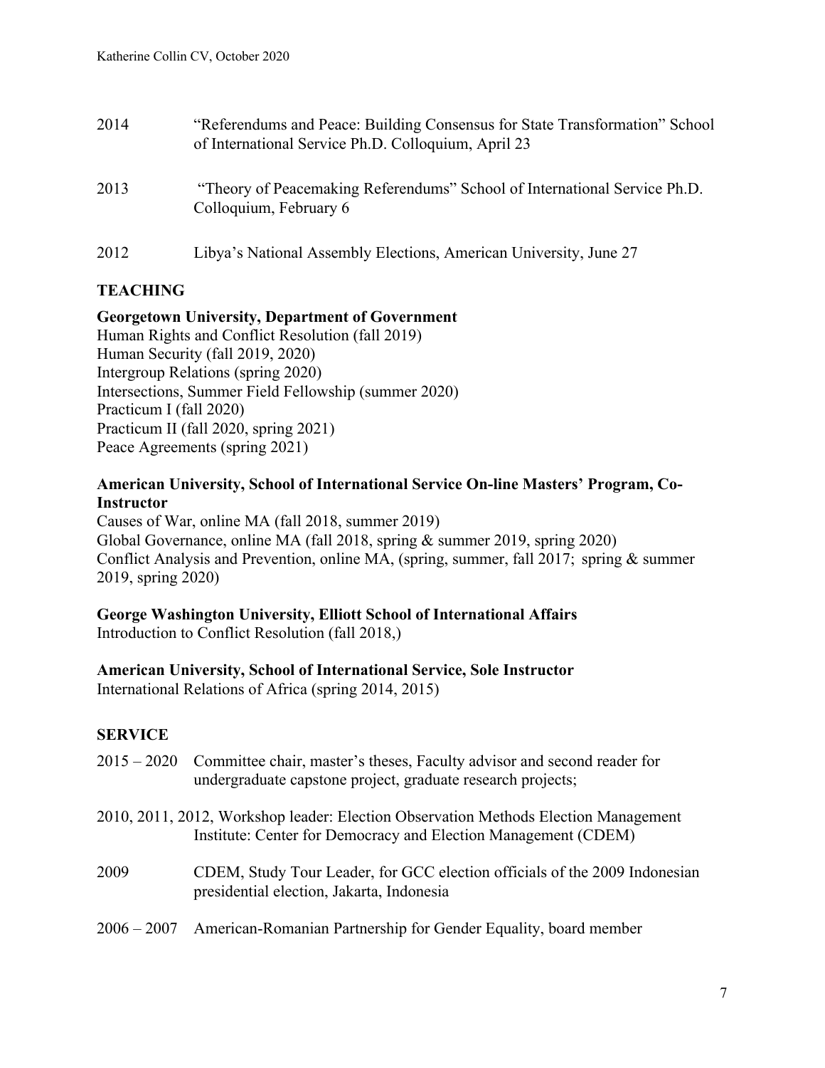2014 “Referendums and Peace: Building Consensus for State Transformation” School of International Service Ph.D. Colloquium, April 23

2013 “Theory of Peacemaking Referendums” School of International Service Ph.D. Colloquium, February 6

2012 Libya’s National Assembly Elections, American University, June 27

## TEACHING

**Georgetown University, Department of Government**
Human Rights and Conflict Resolution (fall 2019)
Human Security (fall 2019, 2020)
Intergroup Relations (spring 2020)
Intersections, Summer Field Fellowship (summer 2020)
Practicum I (fall 2020)
Practicum II (fall 2020, spring 2021)
Peace Agreements (spring 2021)

**American University, School of International Service On-line Masters’ Program, Co-Instructor**
Causes of War, online MA (fall 2018, summer 2019)
Global Governance, online MA (fall 2018, spring & summer 2019, spring 2020)
Conflict Analysis and Prevention, online MA, (spring, summer, fall 2017; spring & summer 2019, spring 2020)

**George Washington University, Elliott School of International Affairs**
Introduction to Conflict Resolution (fall 2018,)

**American University, School of International Service, Sole Instructor**
International Relations of Africa (spring 2014, 2015)

## SERVICE

2015 – 2020 Committee chair, master’s theses, Faculty advisor and second reader for undergraduate capstone project, graduate research projects;

2010, 2011, 2012, Workshop leader: Election Observation Methods Election Management Institute: Center for Democracy and Election Management (CDEM)

2009 CDEM, Study Tour Leader, for GCC election officials of the 2009 Indonesian presidential election, Jakarta, Indonesia

2006 – 2007 American-Romanian Partnership for Gender Equality, board member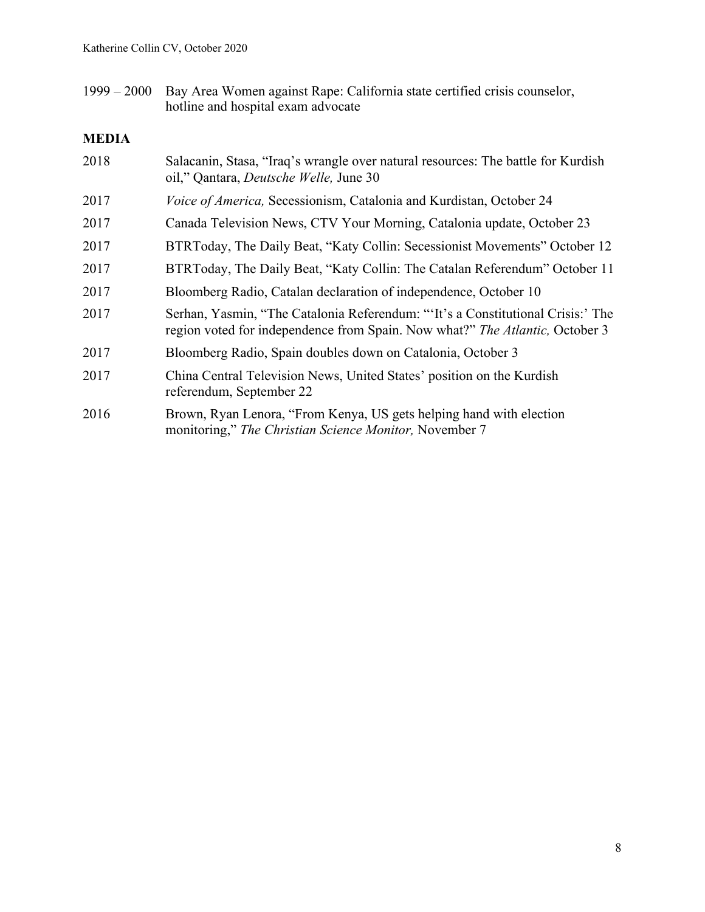1999 – 2000 Bay Area Women against Rape: California state certified crisis counselor, hotline and hospital exam advocate

## MEDIA

2018 Salacanin, Stasa, "Iraq's wrangle over natural resources: The battle for Kurdish oil," Qantara, *Deutsche Welle,* June 30

2017 *Voice of America,* Secessionism, Catalonia and Kurdistan, October 24

2017 Canada Television News, CTV Your Morning, Catalonia update, October 23

2017 BTRToday, The Daily Beat, "Katy Collin: Secessionist Movements" October 12

2017 BTRToday, The Daily Beat, "Katy Collin: The Catalan Referendum" October 11

2017 Bloomberg Radio, Catalan declaration of independence, October 10

2017 Serhan, Yasmin, "The Catalonia Referendum: "'It's a Constitutional Crisis:' The region voted for independence from Spain. Now what?" *The Atlantic,* October 3

2017 Bloomberg Radio, Spain doubles down on Catalonia, October 3

2017 China Central Television News, United States' position on the Kurdish referendum, September 22

2016 Brown, Ryan Lenora, "From Kenya, US gets helping hand with election monitoring," *The Christian Science Monitor,* November 7